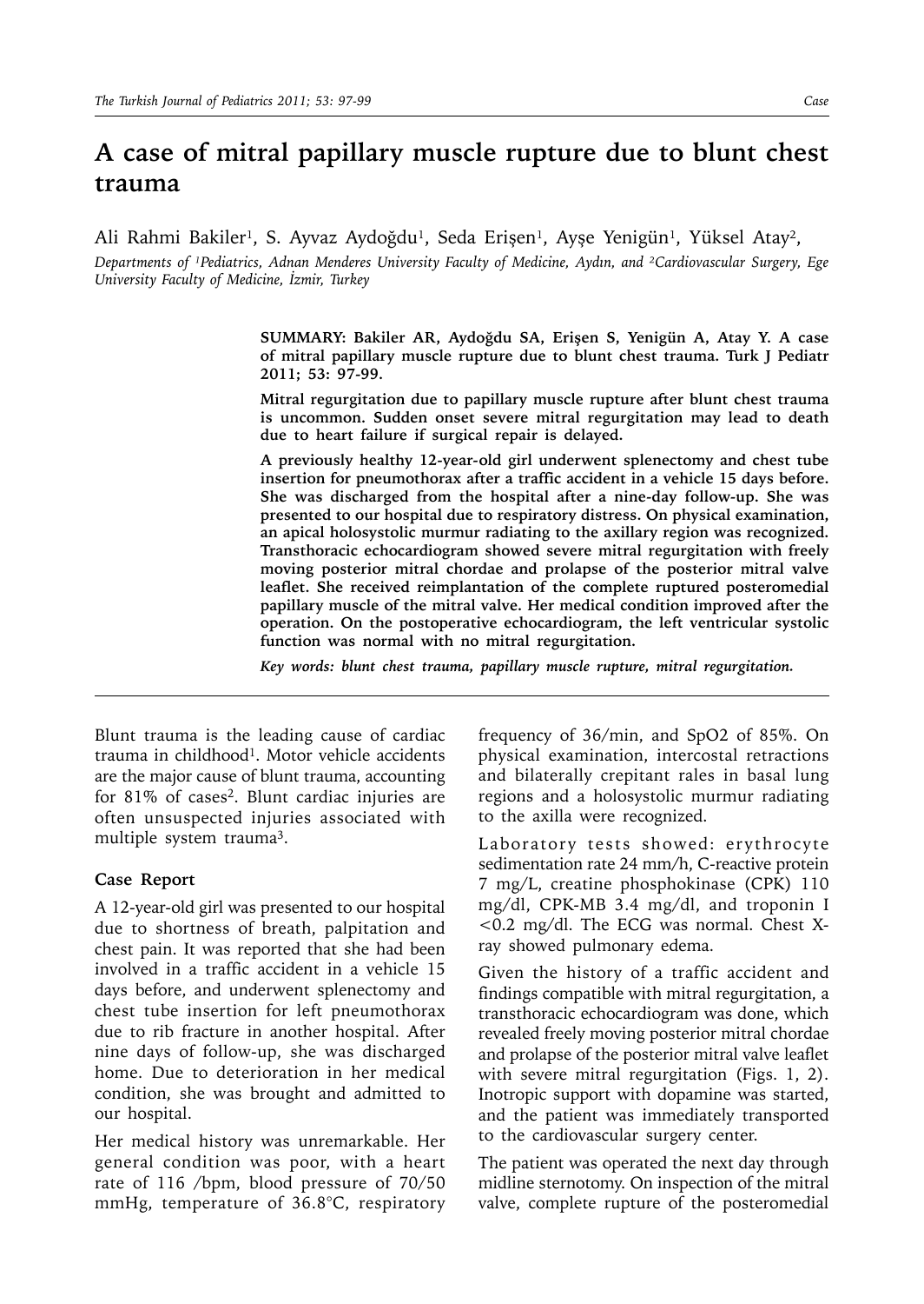# A case of mitral papillary muscle rupture due to blunt chest trauma

Ali Rahmi Bakiler[1], S. Ayvaz Aydoğdu[1], Seda Erişen[1], Ayşe Yenigün[1], Yüksel Atay[2],

*Departments of [1]Pediatrics, Adnan Menderes University Faculty of Medicine, Aydın, and [2]Cardiovascular Surgery, Ege University Faculty of Medicine, İzmir, Turkey*

**SUMMARY: Bakiler AR, Aydoğdu SA, Erişen S, Yenigün A, Atay Y. A case of mitral papillary muscle rupture due to blunt chest trauma. Turk J Pediatr 2011; 53: 97-99.**

**Mitral regurgitation due to papillary muscle rupture after blunt chest trauma is uncommon. Sudden onset severe mitral regurgitation may lead to death due to heart failure if surgical repair is delayed.**

**A previously healthy 12-year-old girl underwent splenectomy and chest tube insertion for pneumothorax after a traffic accident in a vehicle 15 days before. She was discharged from the hospital after a nine-day follow-up. She was presented to our hospital due to respiratory distress. On physical examination, an apical holosystolic murmur radiating to the axillary region was recognized. Transthoracic echocardiogram showed severe mitral regurgitation with freely moving posterior mitral chordae and prolapse of the posterior mitral valve leaflet. She received reimplantation of the complete ruptured posteromedial papillary muscle of the mitral valve. Her medical condition improved after the operation. On the postoperative echocardiogram, the left ventricular systolic function was normal with no mitral regurgitation.**

***Key words: blunt chest trauma, papillary muscle rupture, mitral regurgitation.***

Blunt trauma is the leading cause of cardiac trauma in childhood[1]. Motor vehicle accidents are the major cause of blunt trauma, accounting for 81% of cases[2]. Blunt cardiac injuries are often unsuspected injuries associated with multiple system trauma[3].

## Case Report

A 12-year-old girl was presented to our hospital due to shortness of breath, palpitation and chest pain. It was reported that she had been involved in a traffic accident in a vehicle 15 days before, and underwent splenectomy and chest tube insertion for left pneumothorax due to rib fracture in another hospital. After nine days of follow-up, she was discharged home. Due to deterioration in her medical condition, she was brought and admitted to our hospital.

Her medical history was unremarkable. Her general condition was poor, with a heart rate of 116 /bpm, blood pressure of 70/50 mmHg, temperature of 36.8°C, respiratory frequency of 36/min, and SpO2 of 85%. On physical examination, intercostal retractions and bilaterally crepitant rales in basal lung regions and a holosystolic murmur radiating to the axilla were recognized.

Laboratory tests showed: erythrocyte sedimentation rate 24 mm/h, C-reactive protein 7 mg/L, creatine phosphokinase (CPK) 110 mg/dl, CPK-MB 3.4 mg/dl, and troponin I <0.2 mg/dl. The ECG was normal. Chest X-ray showed pulmonary edema.

Given the history of a traffic accident and findings compatible with mitral regurgitation, a transthoracic echocardiogram was done, which revealed freely moving posterior mitral chordae and prolapse of the posterior mitral valve leaflet with severe mitral regurgitation (Figs. 1, 2). Inotropic support with dopamine was started, and the patient was immediately transported to the cardiovascular surgery center.

The patient was operated the next day through midline sternotomy. On inspection of the mitral valve, complete rupture of the posteromedial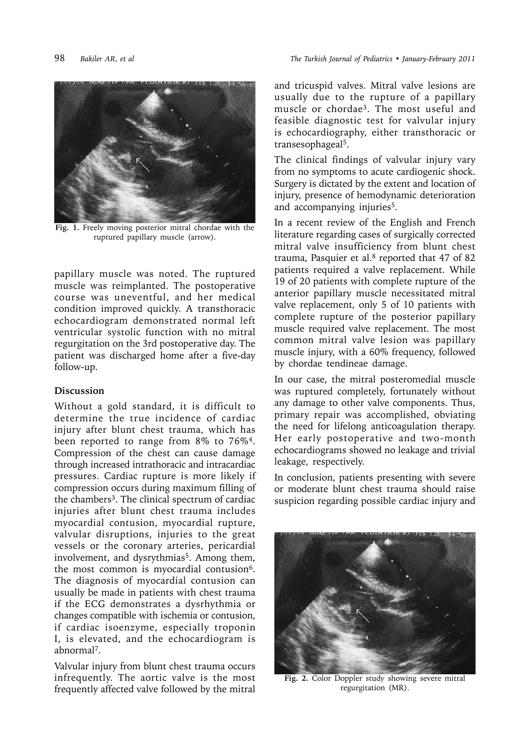Fig. 1. Freely moving posterior mitral chordae with the ruptured papillary muscle (arrow).

papillary muscle was noted. The ruptured muscle was reimplanted. The postoperative course was uneventful, and her medical condition improved quickly. A transthoracic echocardiogram demonstrated normal left ventricular systolic function with no mitral regurgitation on the 3rd postoperative day. The patient was discharged home after a five-day follow-up.

## Discussion

Without a gold standard, it is difficult to determine the true incidence of cardiac injury after blunt chest trauma, which has been reported to range from 8% to 76%[4]. Compression of the chest can cause damage through increased intrathoracic and intracardiac pressures. Cardiac rupture is more likely if compression occurs during maximum filling of the chambers[3]. The clinical spectrum of cardiac injuries after blunt chest trauma includes myocardial contusion, myocardial rupture, valvular disruptions, injuries to the great vessels or the coronary arteries, pericardial involvement, and dysrythmias[5]. Among them, the most common is myocardial contusion[6]. The diagnosis of myocardial contusion can usually be made in patients with chest trauma if the ECG demonstrates a dysrhythmia or changes compatible with ischemia or contusion, if cardiac isoenzyme, especially troponin I, is elevated, and the echocardiogram is abnormal[7].

Valvular injury from blunt chest trauma occurs infrequently. The aortic valve is the most frequently affected valve followed by the mitral and tricuspid valves. Mitral valve lesions are usually due to the rupture of a papillary muscle or chordae[3]. The most useful and feasible diagnostic test for valvular injury is echocardiography, either transthoracic or transesophageal[5].

The clinical findings of valvular injury vary from no symptoms to acute cardiogenic shock. Surgery is dictated by the extent and location of injury, presence of hemodynamic deterioration and accompanying injuries[5].

In a recent review of the English and French literature regarding cases of surgically corrected mitral valve insufficiency from blunt chest trauma, Pasquier et al.[8] reported that 47 of 82 patients required a valve replacement. While 19 of 20 patients with complete rupture of the anterior papillary muscle necessitated mitral valve replacement, only 5 of 10 patients with complete rupture of the posterior papillary muscle required valve replacement. The most common mitral valve lesion was papillary muscle injury, with a 60% frequency, followed by chordae tendineae damage.

In our case, the mitral posteromedial muscle was ruptured completely, fortunately without any damage to other valve components. Thus, primary repair was accomplished, obviating the need for lifelong anticoagulation therapy. Her early postoperative and two-month echocardiograms showed no leakage and trivial leakage, respectively.

In conclusion, patients presenting with severe or moderate blunt chest trauma should raise suspicion regarding possible cardiac injury and

Fig. 2. Color Doppler study showing severe mitral regurgitation (MR).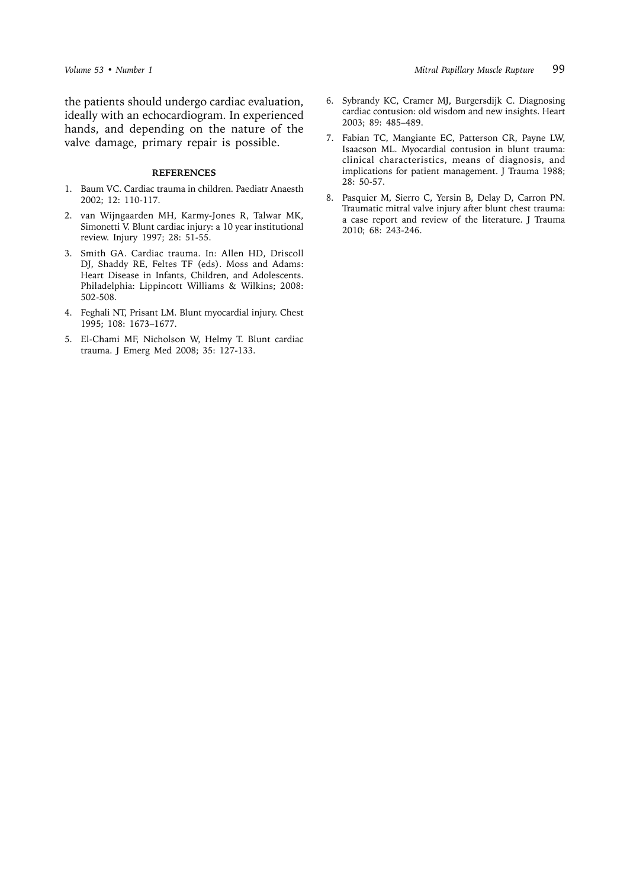the patients should undergo cardiac evaluation, ideally with an echocardiogram. In experienced hands, and depending on the nature of the valve damage, primary repair is possible.

## REFERENCES

1. Baum VC. Cardiac trauma in children. Paediatr Anaesth 2002; 12: 110-117.
2. van Wijngaarden MH, Karmy-Jones R, Talwar MK, Simonetti V. Blunt cardiac injury: a 10 year institutional review. Injury 1997; 28: 51-55.
3. Smith GA. Cardiac trauma. In: Allen HD, Driscoll DJ, Shaddy RE, Feltes TF (eds). Moss and Adams: Heart Disease in Infants, Children, and Adolescents. Philadelphia: Lippincott Williams & Wilkins; 2008: 502-508.
4. Feghali NT, Prisant LM. Blunt myocardial injury. Chest 1995; 108: 1673–1677.
5. El-Chami MF, Nicholson W, Helmy T. Blunt cardiac trauma. J Emerg Med 2008; 35: 127-133.
6. Sybrandy KC, Cramer MJ, Burgersdijk C. Diagnosing cardiac contusion: old wisdom and new insights. Heart 2003; 89: 485–489.
7. Fabian TC, Mangiante EC, Patterson CR, Payne LW, Isaacson ML. Myocardial contusion in blunt trauma: clinical characteristics, means of diagnosis, and implications for patient management. J Trauma 1988; 28: 50-57.
8. Pasquier M, Sierro C, Yersin B, Delay D, Carron PN. Traumatic mitral valve injury after blunt chest trauma: a case report and review of the literature. J Trauma 2010; 68: 243-246.